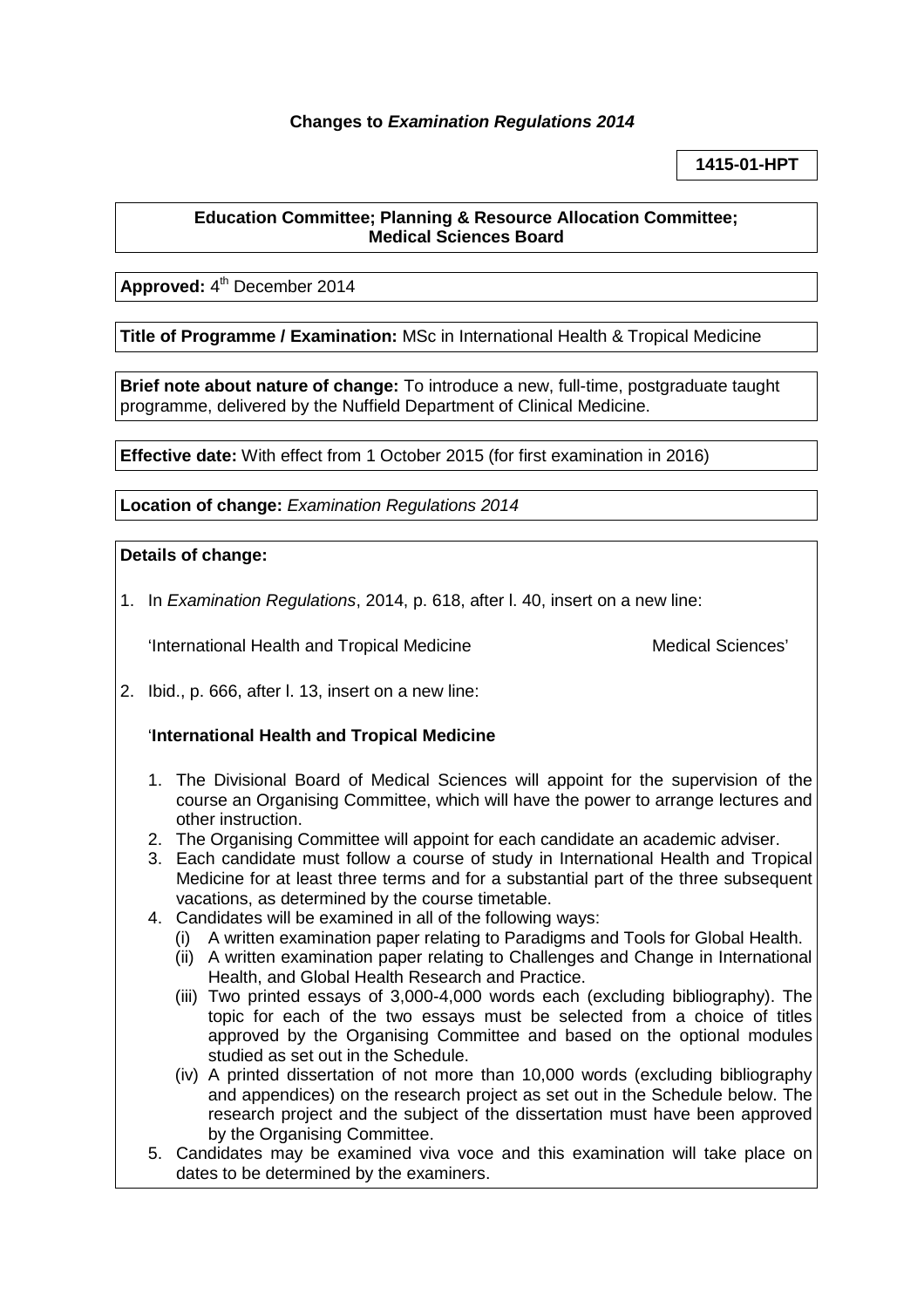**Changes to *Examination Regulations 2014***

**1415-01-HPT**

**Education Committee; Planning & Resource Allocation Committee; Medical Sciences Board**

**Approved:** 4th December 2014

**Title of Programme / Examination:** MSc in International Health & Tropical Medicine

**Brief note about nature of change:** To introduce a new, full-time, postgraduate taught programme, delivered by the Nuffield Department of Clinical Medicine.

**Effective date:** With effect from 1 October 2015 (for first examination in 2016)

**Location of change:** *Examination Regulations 2014*

**Details of change:**

1. In *Examination Regulations*, 2014, p. 618, after l. 40, insert on a new line:

   'International Health and Tropical Medicine Medical Sciences'

2. Ibid., p. 666, after l. 13, insert on a new line:

   '**International Health and Tropical Medicine**

   1. The Divisional Board of Medical Sciences will appoint for the supervision of the course an Organising Committee, which will have the power to arrange lectures and other instruction.
   2. The Organising Committee will appoint for each candidate an academic adviser.
   3. Each candidate must follow a course of study in International Health and Tropical Medicine for at least three terms and for a substantial part of the three subsequent vacations, as determined by the course timetable.
   4. Candidates will be examined in all of the following ways:
      (i) A written examination paper relating to Paradigms and Tools for Global Health.
      (ii) A written examination paper relating to Challenges and Change in International Health, and Global Health Research and Practice.
      (iii) Two printed essays of 3,000-4,000 words each (excluding bibliography). The topic for each of the two essays must be selected from a choice of titles approved by the Organising Committee and based on the optional modules studied as set out in the Schedule.
      (iv) A printed dissertation of not more than 10,000 words (excluding bibliography and appendices) on the research project as set out in the Schedule below. The research project and the subject of the dissertation must have been approved by the Organising Committee.
   5. Candidates may be examined viva voce and this examination will take place on dates to be determined by the examiners.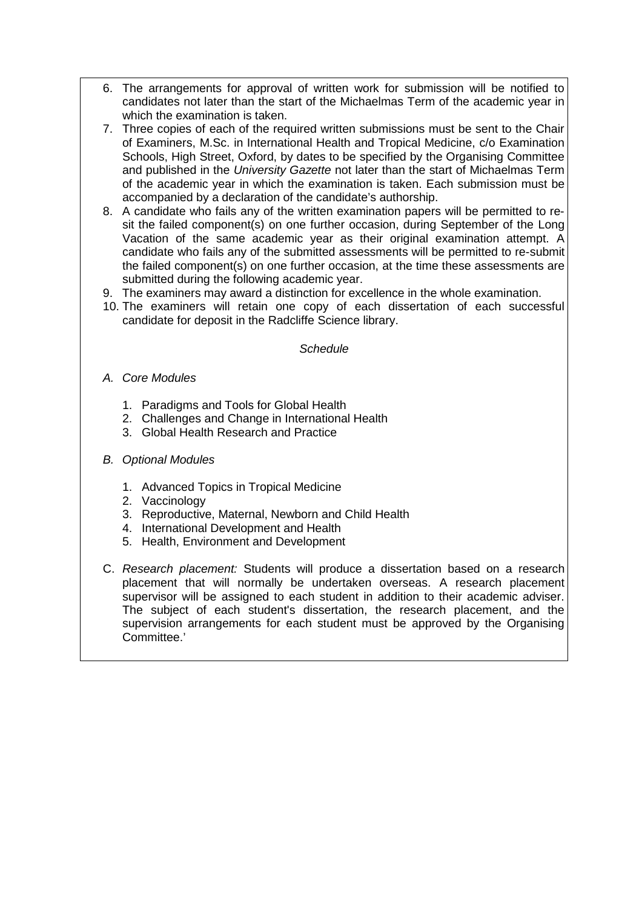6. The arrangements for approval of written work for submission will be notified to candidates not later than the start of the Michaelmas Term of the academic year in which the examination is taken.
7. Three copies of each of the required written submissions must be sent to the Chair of Examiners, M.Sc. in International Health and Tropical Medicine, c/o Examination Schools, High Street, Oxford, by dates to be specified by the Organising Committee and published in the *University Gazette* not later than the start of Michaelmas Term of the academic year in which the examination is taken. Each submission must be accompanied by a declaration of the candidate's authorship.
8. A candidate who fails any of the written examination papers will be permitted to re-sit the failed component(s) on one further occasion, during September of the Long Vacation of the same academic year as their original examination attempt. A candidate who fails any of the submitted assessments will be permitted to re-submit the failed component(s) on one further occasion, at the time these assessments are submitted during the following academic year.
9. The examiners may award a distinction for excellence in the whole examination.
10. The examiners will retain one copy of each dissertation of each successful candidate for deposit in the Radcliffe Science library.

*Schedule*

*A. Core Modules*

1. Paradigms and Tools for Global Health
2. Challenges and Change in International Health
3. Global Health Research and Practice

*B. Optional Modules*

1. Advanced Topics in Tropical Medicine
2. Vaccinology
3. Reproductive, Maternal, Newborn and Child Health
4. International Development and Health
5. Health, Environment and Development

C. *Research placement:* Students will produce a dissertation based on a research placement that will normally be undertaken overseas. A research placement supervisor will be assigned to each student in addition to their academic adviser. The subject of each student's dissertation, the research placement, and the supervision arrangements for each student must be approved by the Organising Committee.'